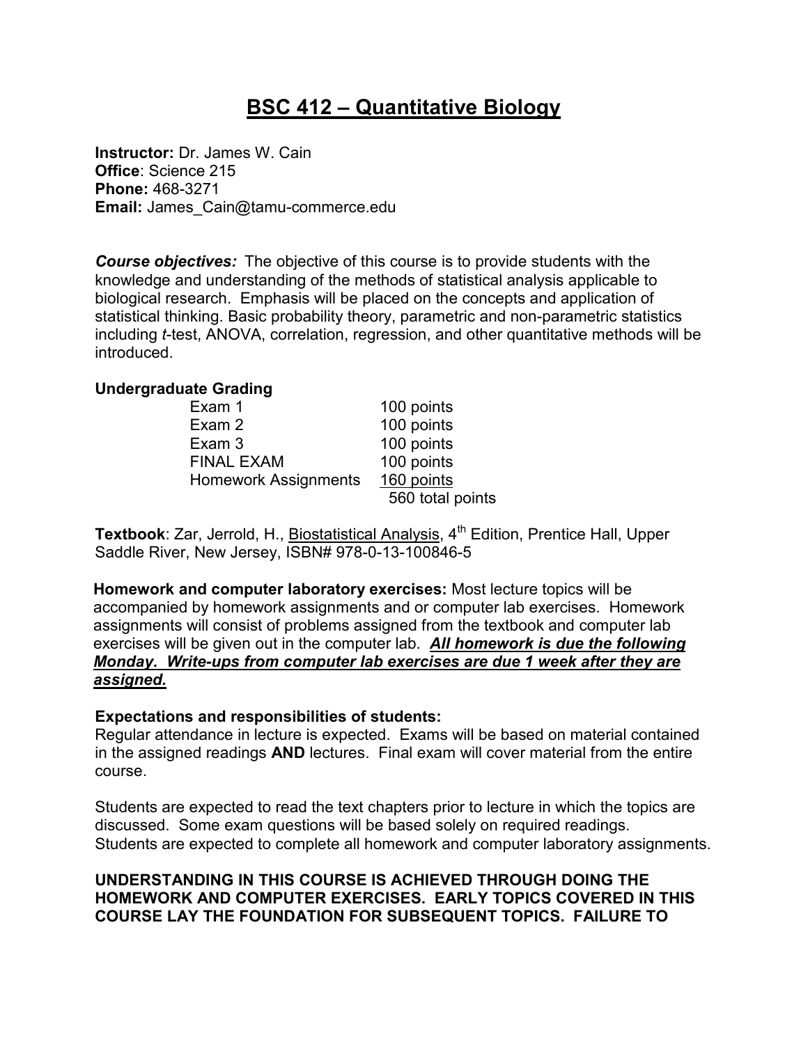# BSC 412 – Quantitative Biology

**Instructor:** Dr. James W. Cain
**Office**: Science 215
**Phone:** 468-3271
**Email:** James_Cain@tamu-commerce.edu

***Course objectives:*** The objective of this course is to provide students with the knowledge and understanding of the methods of statistical analysis applicable to biological research. Emphasis will be placed on the concepts and application of statistical thinking. Basic probability theory, parametric and non-parametric statistics including *t*-test, ANOVA, correlation, regression, and other quantitative methods will be introduced.

**Undergraduate Grading**

| | |
|---|---|
| Exam 1 | 100 points |
| Exam 2 | 100 points |
| Exam 3 | 100 points |
| FINAL EXAM | 100 points |
| Homework Assignments | 160 points |
| | 560 total points |

**Textbook**: Zar, Jerrold, H., Biostatistical Analysis, 4th Edition, Prentice Hall, Upper Saddle River, New Jersey, ISBN# 978-0-13-100846-5

**Homework and computer laboratory exercises:** Most lecture topics will be accompanied by homework assignments and or computer lab exercises. Homework assignments will consist of problems assigned from the textbook and computer lab exercises will be given out in the computer lab. ***All homework is due the following Monday. Write-ups from computer lab exercises are due 1 week after they are assigned.***

**Expectations and responsibilities of students:**
Regular attendance in lecture is expected. Exams will be based on material contained in the assigned readings **AND** lectures. Final exam will cover material from the entire course.

Students are expected to read the text chapters prior to lecture in which the topics are discussed. Some exam questions will be based solely on required readings. Students are expected to complete all homework and computer laboratory assignments.

**UNDERSTANDING IN THIS COURSE IS ACHIEVED THROUGH DOING THE HOMEWORK AND COMPUTER EXERCISES. EARLY TOPICS COVERED IN THIS COURSE LAY THE FOUNDATION FOR SUBSEQUENT TOPICS. FAILURE TO**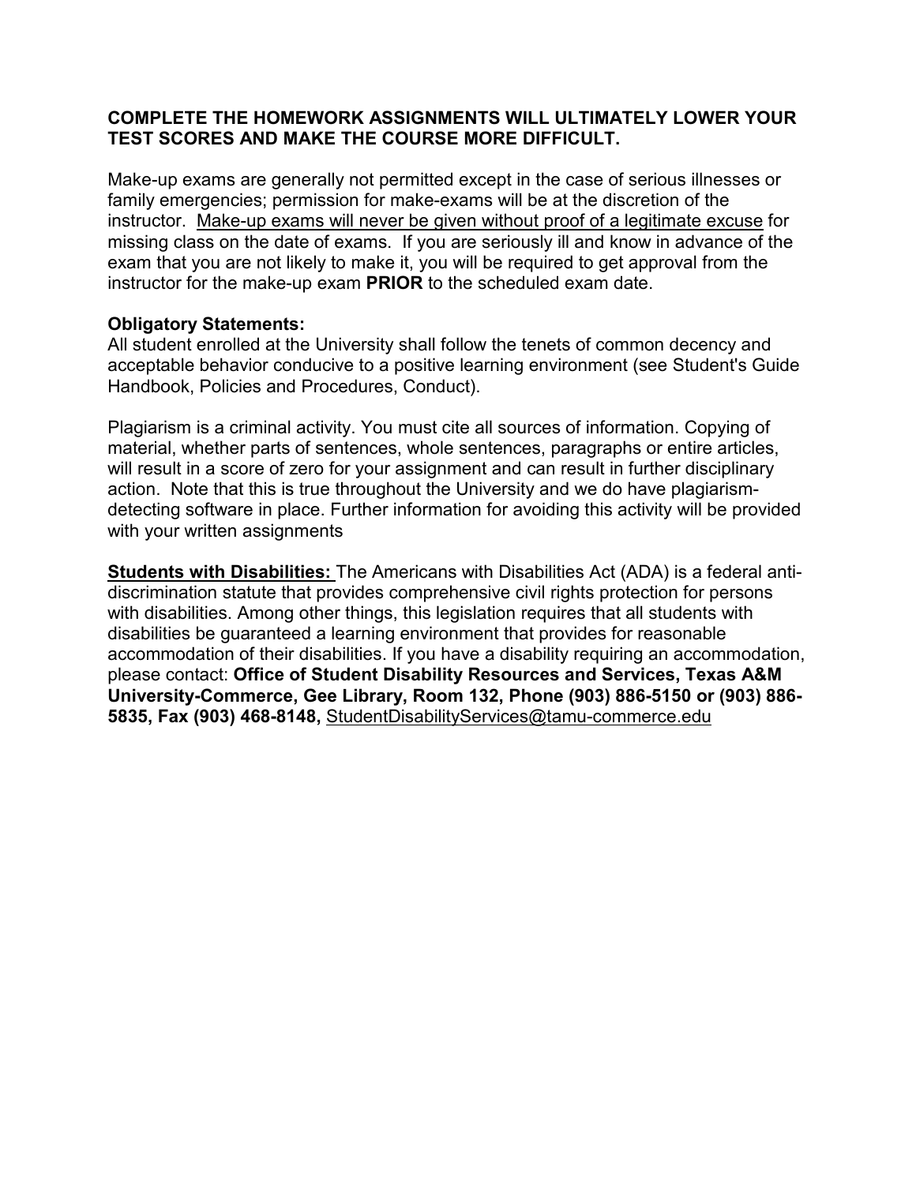**COMPLETE THE HOMEWORK ASSIGNMENTS WILL ULTIMATELY LOWER YOUR TEST SCORES AND MAKE THE COURSE MORE DIFFICULT.**

Make-up exams are generally not permitted except in the case of serious illnesses or family emergencies; permission for make-exams will be at the discretion of the instructor. <u>Make-up exams will never be given without proof of a legitimate excuse</u> for missing class on the date of exams. If you are seriously ill and know in advance of the exam that you are not likely to make it, you will be required to get approval from the instructor for the make-up exam **PRIOR** to the scheduled exam date.

**Obligatory Statements:**
All student enrolled at the University shall follow the tenets of common decency and acceptable behavior conducive to a positive learning environment (see Student's Guide Handbook, Policies and Procedures, Conduct).

Plagiarism is a criminal activity. You must cite all sources of information. Copying of material, whether parts of sentences, whole sentences, paragraphs or entire articles, will result in a score of zero for your assignment and can result in further disciplinary action. Note that this is true throughout the University and we do have plagiarism-detecting software in place. Further information for avoiding this activity will be provided with your written assignments

**<u>Students with Disabilities:</u>** The Americans with Disabilities Act (ADA) is a federal anti-discrimination statute that provides comprehensive civil rights protection for persons with disabilities. Among other things, this legislation requires that all students with disabilities be guaranteed a learning environment that provides for reasonable accommodation of their disabilities. If you have a disability requiring an accommodation, please contact: **Office of Student Disability Resources and Services, Texas A&M University-Commerce, Gee Library, Room 132, Phone (903) 886-5150 or (903) 886-5835, Fax (903) 468-8148,** <u>StudentDisabilityServices@tamu-commerce.edu</u>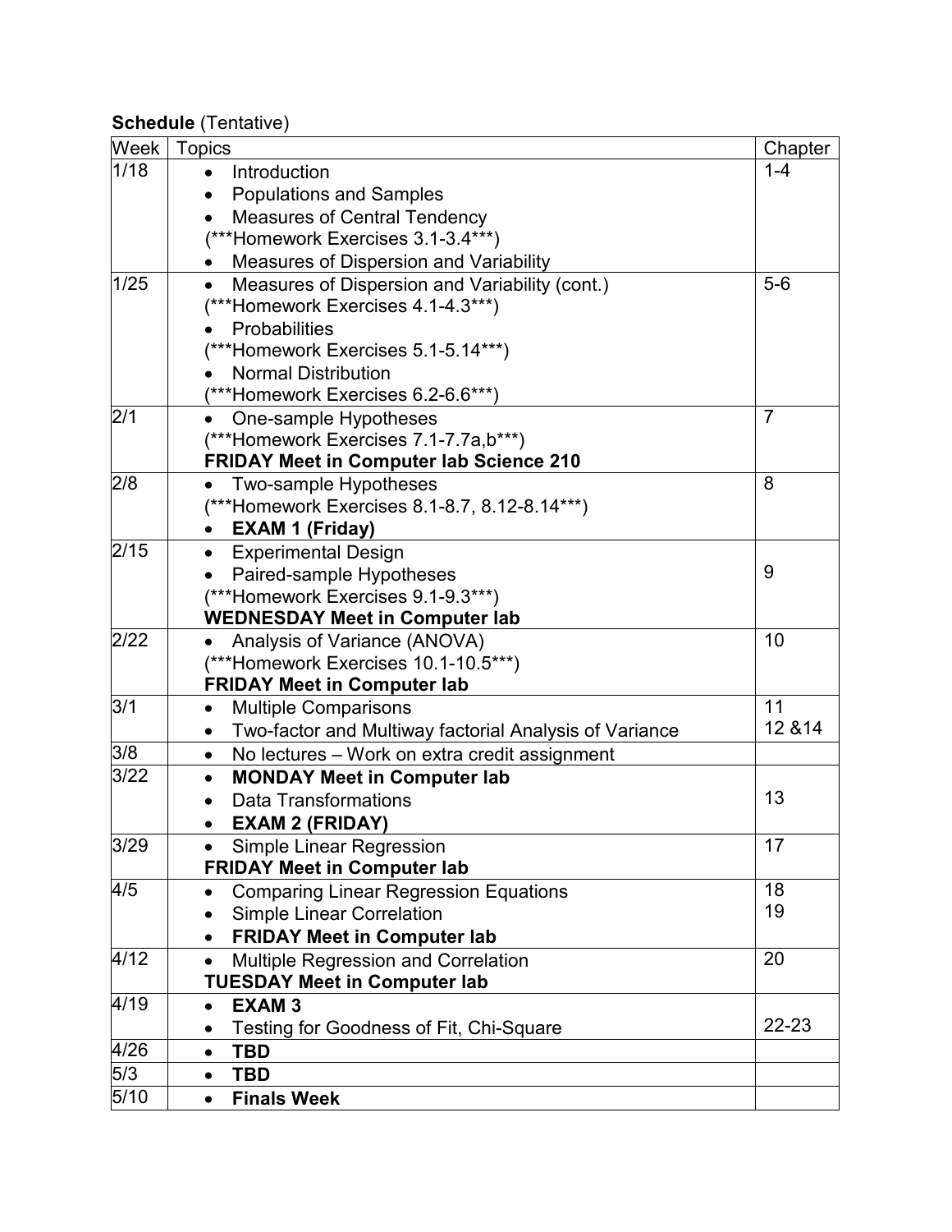**Schedule** (Tentative)

| Week | Topics | Chapter |
| --- | --- | --- |
| 1/18 | • Introduction<br>• Populations and Samples<br>• Measures of Central Tendency<br>(***Homework Exercises 3.1-3.4***)<br>• Measures of Dispersion and Variability | 1-4 |
| 1/25 | • Measures of Dispersion and Variability (cont.)<br>(***Homework Exercises 4.1-4.3***)<br>• Probabilities<br>(***Homework Exercises 5.1-5.14***)<br>• Normal Distribution<br>(***Homework Exercises 6.2-6.6***) | 5-6 |
| 2/1 | • One-sample Hypotheses<br>(***Homework Exercises 7.1-7.7a,b***)<br>**FRIDAY Meet in Computer lab Science 210** | 7 |
| 2/8 | • Two-sample Hypotheses<br>(***Homework Exercises 8.1-8.7, 8.12-8.14***)<br>• **EXAM 1 (Friday)** | 8 |
| 2/15 | • Experimental Design<br>• Paired-sample Hypotheses<br>(***Homework Exercises 9.1-9.3***)<br>**WEDNESDAY Meet in Computer lab** | 9 |
| 2/22 | • Analysis of Variance (ANOVA)<br>(***Homework Exercises 10.1-10.5***)<br>**FRIDAY Meet in Computer lab** | 10 |
| 3/1 | • Multiple Comparisons<br>• Two-factor and Multiway factorial Analysis of Variance | 11<br>12 &14 |
| 3/8 | • No lectures – Work on extra credit assignment | |
| 3/22 | • **MONDAY Meet in Computer lab**<br>• Data Transformations<br>• **EXAM 2 (FRIDAY)** | 13 |
| 3/29 | • Simple Linear Regression<br>**FRIDAY Meet in Computer lab** | 17 |
| 4/5 | • Comparing Linear Regression Equations<br>• Simple Linear Correlation<br>• **FRIDAY Meet in Computer lab** | 18<br>19 |
| 4/12 | • Multiple Regression and Correlation<br>**TUESDAY Meet in Computer lab** | 20 |
| 4/19 | • **EXAM 3**<br>• Testing for Goodness of Fit, Chi-Square | 22-23 |
| 4/26 | • **TBD** | |
| 5/3 | • **TBD** | |
| 5/10 | • **Finals Week** | |